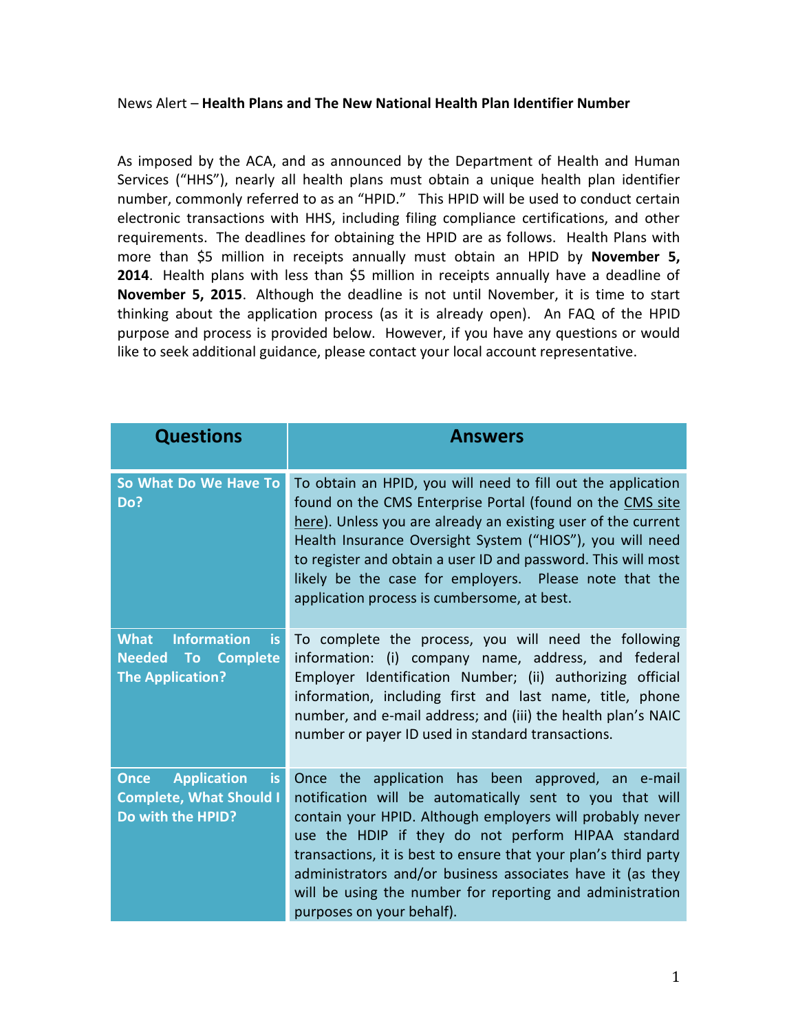News Alert – **Health Plans and The New National Health Plan Identifier Number**

As imposed by the ACA, and as announced by the Department of Health and Human Services ("HHS"), nearly all health plans must obtain a unique health plan identifier number, commonly referred to as an "HPID." This HPID will be used to conduct certain electronic transactions with HHS, including filing compliance certifications, and other requirements. The deadlines for obtaining the HPID are as follows. Health Plans with more than $5 million in receipts annually must obtain an HPID by **November 5, 2014**. Health plans with less than $5 million in receipts annually have a deadline of **November 5, 2015**. Although the deadline is not until November, it is time to start thinking about the application process (as it is already open). An FAQ of the HPID purpose and process is provided below. However, if you have any questions or would like to seek additional guidance, please contact your local account representative.

| Questions | Answers |
|---|---|
| **So What Do We Have To Do?** | To obtain an HPID, you will need to fill out the application found on the CMS Enterprise Portal (found on the CMS site here). Unless you are already an existing user of the current Health Insurance Oversight System ("HIOS"), you will need to register and obtain a user ID and password. This will most likely be the case for employers. Please note that the application process is cumbersome, at best. |
| **What Information is Needed To Complete The Application?** | To complete the process, you will need the following information: (i) company name, address, and federal Employer Identification Number; (ii) authorizing official information, including first and last name, title, phone number, and e-mail address; and (iii) the health plan's NAIC number or payer ID used in standard transactions. |
| **Once Application is Complete, What Should I Do with the HPID?** | Once the application has been approved, an e-mail notification will be automatically sent to you that will contain your HPID. Although employers will probably never use the HDIP if they do not perform HIPAA standard transactions, it is best to ensure that your plan's third party administrators and/or business associates have it (as they will be using the number for reporting and administration purposes on your behalf). |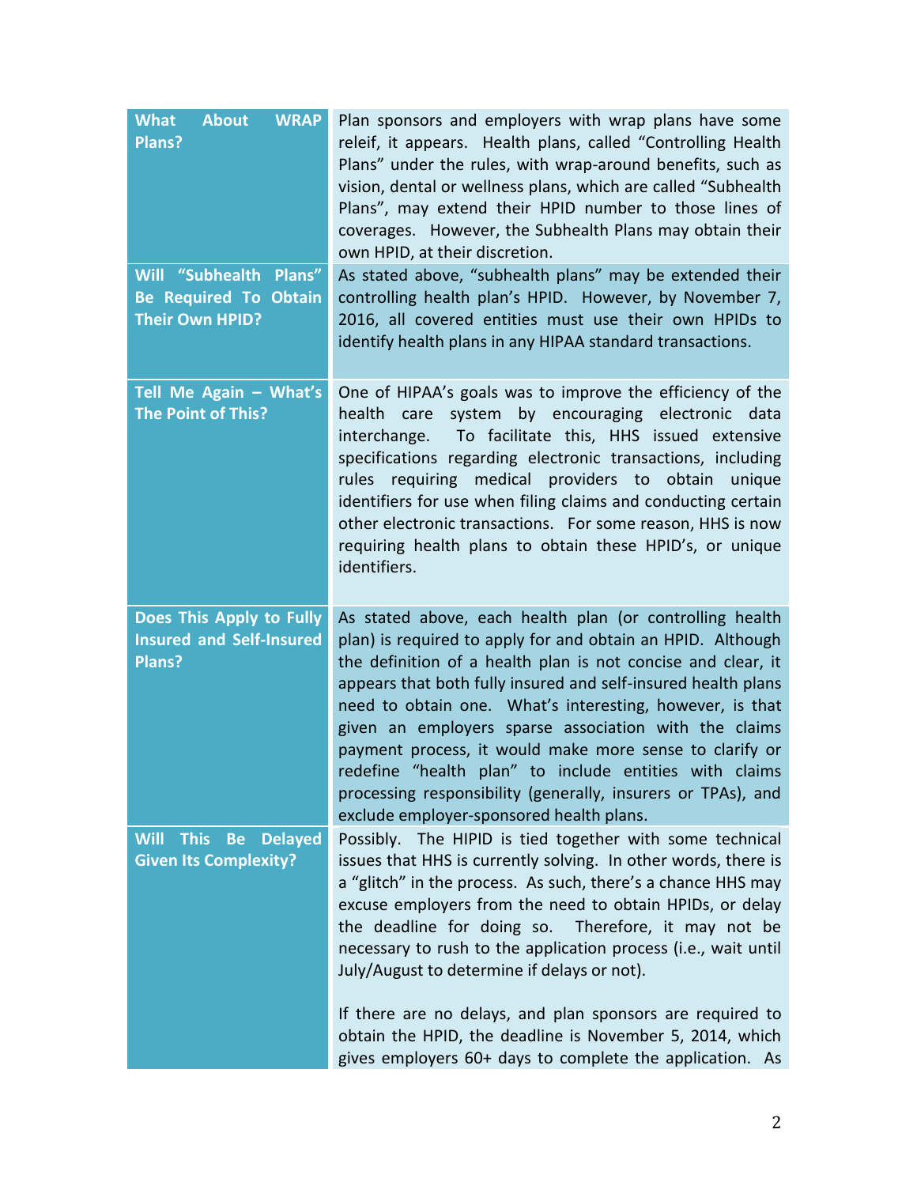| | |
|---|---|
| **What About WRAP Plans?** | Plan sponsors and employers with wrap plans have some releif, it appears. Health plans, called "Controlling Health Plans" under the rules, with wrap-around benefits, such as vision, dental or wellness plans, which are called "Subhealth Plans", may extend their HPID number to those lines of coverages. However, the Subhealth Plans may obtain their own HPID, at their discretion. |
| **Will "Subhealth Plans" Be Required To Obtain Their Own HPID?** | As stated above, "subhealth plans" may be extended their controlling health plan's HPID. However, by November 7, 2016, all covered entities must use their own HPIDs to identify health plans in any HIPAA standard transactions. |
| **Tell Me Again – What's The Point of This?** | One of HIPAA's goals was to improve the efficiency of the health care system by encouraging electronic data interchange. To facilitate this, HHS issued extensive specifications regarding electronic transactions, including rules requiring medical providers to obtain unique identifiers for use when filing claims and conducting certain other electronic transactions. For some reason, HHS is now requiring health plans to obtain these HPID's, or unique identifiers. |
| **Does This Apply to Fully Insured and Self-Insured Plans?** | As stated above, each health plan (or controlling health plan) is required to apply for and obtain an HPID. Although the definition of a health plan is not concise and clear, it appears that both fully insured and self-insured health plans need to obtain one. What's interesting, however, is that given an employers sparse association with the claims payment process, it would make more sense to clarify or redefine "health plan" to include entities with claims processing responsibility (generally, insurers or TPAs), and exclude employer-sponsored health plans. |
| **Will This Be Delayed Given Its Complexity?** | Possibly. The HIPID is tied together with some technical issues that HHS is currently solving. In other words, there is a "glitch" in the process. As such, there's a chance HHS may excuse employers from the need to obtain HPIDs, or delay the deadline for doing so. Therefore, it may not be necessary to rush to the application process (i.e., wait until July/August to determine if delays or not).<br><br>If there are no delays, and plan sponsors are required to obtain the HPID, the deadline is November 5, 2014, which gives employers 60+ days to complete the application. As |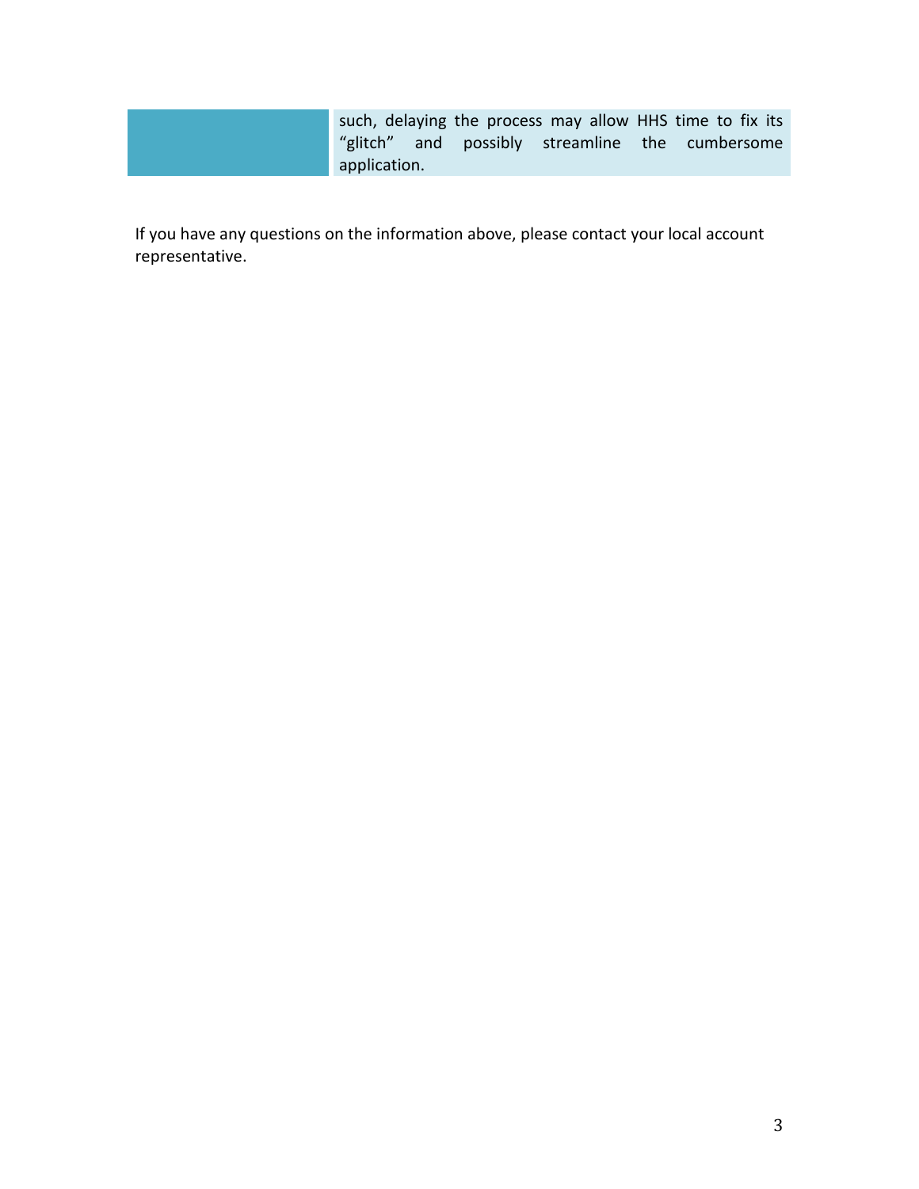| | |
|---|---|
| | such, delaying the process may allow HHS time to fix its "glitch" and possibly streamline the cumbersome application. |

If you have any questions on the information above, please contact your local account representative.